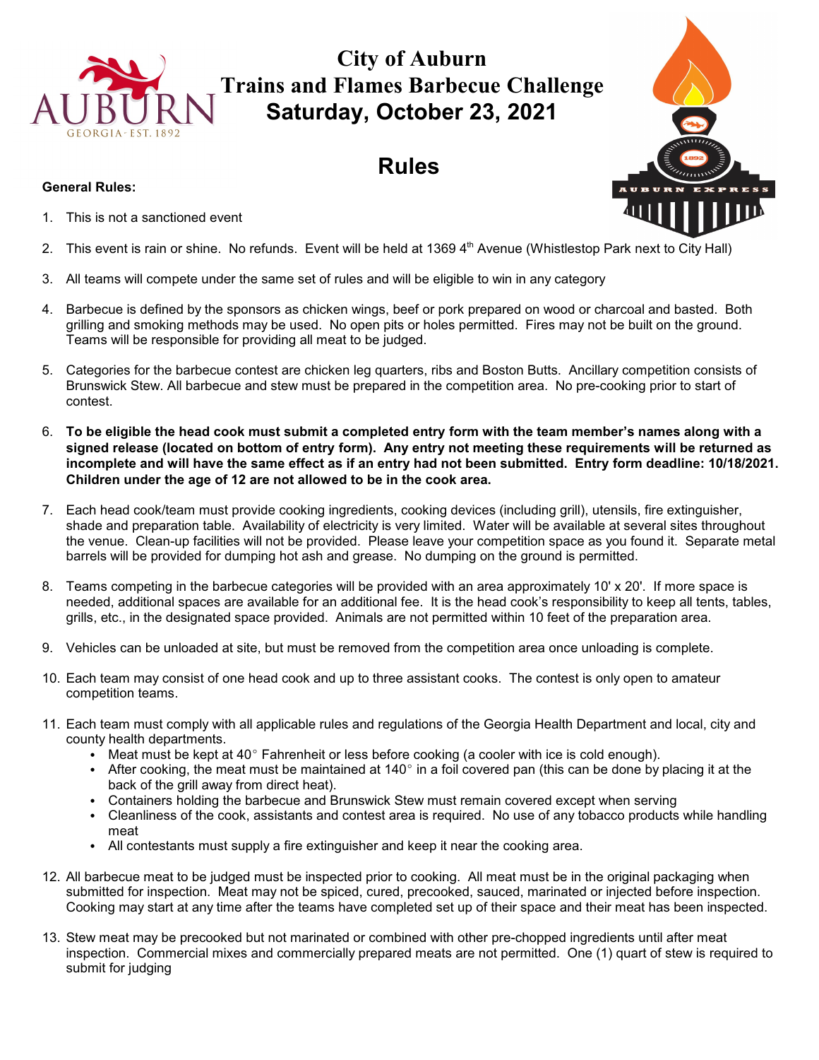# City of Auburn
# Trains and Flames Barbecue Challenge
# Saturday, October 23, 2021

## Rules

**General Rules:**

1. This is not a sanctioned event
2. This event is rain or shine. No refunds. Event will be held at 1369 4th Avenue (Whistlestop Park next to City Hall)
3. All teams will compete under the same set of rules and will be eligible to win in any category
4. Barbecue is defined by the sponsors as chicken wings, beef or pork prepared on wood or charcoal and basted. Both grilling and smoking methods may be used. No open pits or holes permitted. Fires may not be built on the ground. Teams will be responsible for providing all meat to be judged.
5. Categories for the barbecue contest are chicken leg quarters, ribs and Boston Butts. Ancillary competition consists of Brunswick Stew. All barbecue and stew must be prepared in the competition area. No pre-cooking prior to start of contest.
6. **To be eligible the head cook must submit a completed entry form with the team member's names along with a signed release (located on bottom of entry form). Any entry not meeting these requirements will be returned as incomplete and will have the same effect as if an entry had not been submitted. Entry form deadline: 10/18/2021. Children under the age of 12 are not allowed to be in the cook area.**
7. Each head cook/team must provide cooking ingredients, cooking devices (including grill), utensils, fire extinguisher, shade and preparation table. Availability of electricity is very limited. Water will be available at several sites throughout the venue. Clean-up facilities will not be provided. Please leave your competition space as you found it. Separate metal barrels will be provided for dumping hot ash and grease. No dumping on the ground is permitted.
8. Teams competing in the barbecue categories will be provided with an area approximately 10' x 20'. If more space is needed, additional spaces are available for an additional fee. It is the head cook's responsibility to keep all tents, tables, grills, etc., in the designated space provided. Animals are not permitted within 10 feet of the preparation area.
9. Vehicles can be unloaded at site, but must be removed from the competition area once unloading is complete.
10. Each team may consist of one head cook and up to three assistant cooks. The contest is only open to amateur competition teams.
11. Each team must comply with all applicable rules and regulations of the Georgia Health Department and local, city and county health departments.
    - Meat must be kept at 40° Fahrenheit or less before cooking (a cooler with ice is cold enough).
    - After cooking, the meat must be maintained at 140° in a foil covered pan (this can be done by placing it at the back of the grill away from direct heat).
    - Containers holding the barbecue and Brunswick Stew must remain covered except when serving
    - Cleanliness of the cook, assistants and contest area is required. No use of any tobacco products while handling meat
    - All contestants must supply a fire extinguisher and keep it near the cooking area.
12. All barbecue meat to be judged must be inspected prior to cooking. All meat must be in the original packaging when submitted for inspection. Meat may not be spiced, cured, precooked, sauced, marinated or injected before inspection. Cooking may start at any time after the teams have completed set up of their space and their meat has been inspected.
13. Stew meat may be precooked but not marinated or combined with other pre-chopped ingredients until after meat inspection. Commercial mixes and commercially prepared meats are not permitted. One (1) quart of stew is required to submit for judging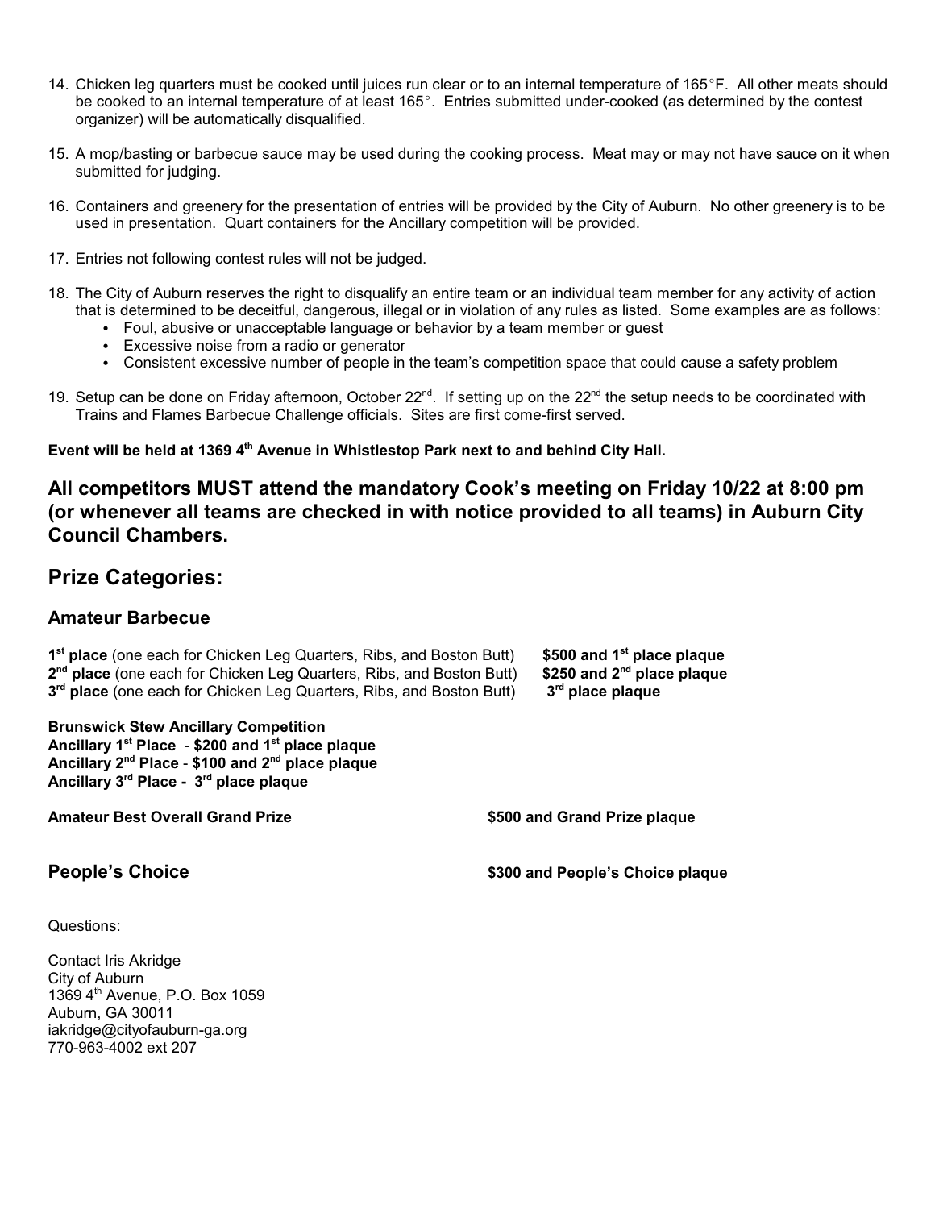14. Chicken leg quarters must be cooked until juices run clear or to an internal temperature of 165°F. All other meats should be cooked to an internal temperature of at least 165°. Entries submitted under-cooked (as determined by the contest organizer) will be automatically disqualified.

15. A mop/basting or barbecue sauce may be used during the cooking process. Meat may or may not have sauce on it when submitted for judging.

16. Containers and greenery for the presentation of entries will be provided by the City of Auburn. No other greenery is to be used in presentation. Quart containers for the Ancillary competition will be provided.

17. Entries not following contest rules will not be judged.

18. The City of Auburn reserves the right to disqualify an entire team or an individual team member for any activity of action that is determined to be deceitful, dangerous, illegal or in violation of any rules as listed. Some examples are as follows:
    - Foul, abusive or unacceptable language or behavior by a team member or guest
    - Excessive noise from a radio or generator
    - Consistent excessive number of people in the team's competition space that could cause a safety problem

19. Setup can be done on Friday afternoon, October 22nd. If setting up on the 22nd the setup needs to be coordinated with Trains and Flames Barbecue Challenge officials. Sites are first come-first served.

**Event will be held at 1369 4th Avenue in Whistlestop Park next to and behind City Hall.**

### All competitors MUST attend the mandatory Cook's meeting on Friday 10/22 at 8:00 pm (or whenever all teams are checked in with notice provided to all teams) in Auburn City Council Chambers.

## Prize Categories:

### Amateur Barbecue

**1st place** (one each for Chicken Leg Quarters, Ribs, and Boston Butt) **$500 and 1st place plaque**
**2nd place** (one each for Chicken Leg Quarters, Ribs, and Boston Butt) **$250 and 2nd place plaque**
**3rd place** (one each for Chicken Leg Quarters, Ribs, and Boston Butt) **3rd place plaque**

**Brunswick Stew Ancillary Competition**
**Ancillary 1st Place - $200 and 1st place plaque**
**Ancillary 2nd Place - $100 and 2nd place plaque**
**Ancillary 3rd Place - 3rd place plaque**

**Amateur Best Overall Grand Prize** **$500 and Grand Prize plaque**

### People's Choice **$300 and People's Choice plaque**

Questions:

Contact Iris Akridge
City of Auburn
1369 4th Avenue, P.O. Box 1059
Auburn, GA 30011
iakridge@cityofauburn-ga.org
770-963-4002 ext 207